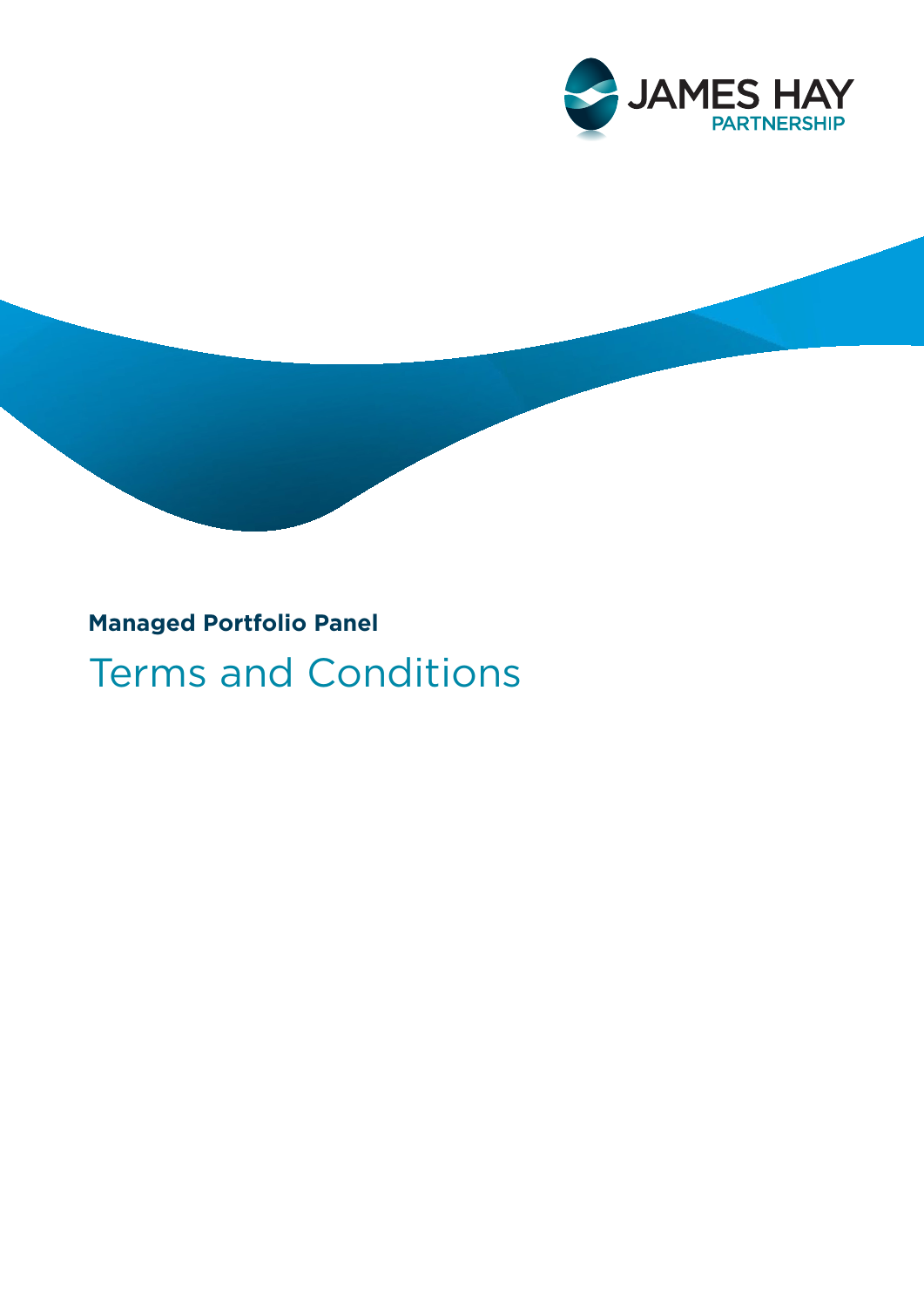JAMES HAY PARTNERSHIP

**Managed Portfolio Panel**

# Terms and Conditions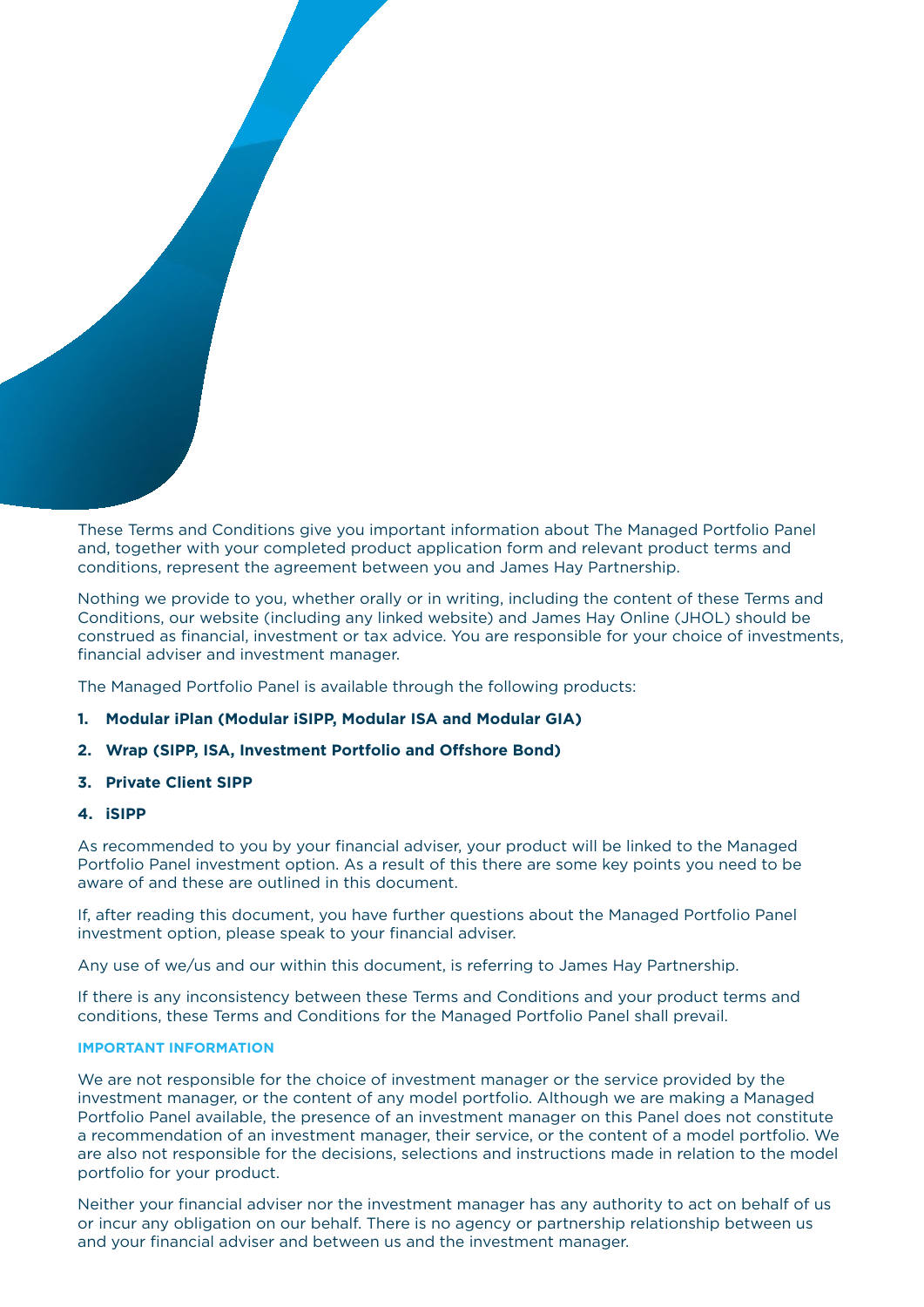These Terms and Conditions give you important information about The Managed Portfolio Panel and, together with your completed product application form and relevant product terms and conditions, represent the agreement between you and James Hay Partnership.

Nothing we provide to you, whether orally or in writing, including the content of these Terms and Conditions, our website (including any linked website) and James Hay Online (JHOL) should be construed as financial, investment or tax advice. You are responsible for your choice of investments, financial adviser and investment manager.

The Managed Portfolio Panel is available through the following products:

1. **Modular iPlan (Modular iSIPP, Modular ISA and Modular GIA)**
2. **Wrap (SIPP, ISA, Investment Portfolio and Offshore Bond)**
3. **Private Client SIPP**
4. **iSIPP**

As recommended to you by your financial adviser, your product will be linked to the Managed Portfolio Panel investment option. As a result of this there are some key points you need to be aware of and these are outlined in this document.

If, after reading this document, you have further questions about the Managed Portfolio Panel investment option, please speak to your financial adviser.

Any use of we/us and our within this document, is referring to James Hay Partnership.

If there is any inconsistency between these Terms and Conditions and your product terms and conditions, these Terms and Conditions for the Managed Portfolio Panel shall prevail.

### IMPORTANT INFORMATION

We are not responsible for the choice of investment manager or the service provided by the investment manager, or the content of any model portfolio. Although we are making a Managed Portfolio Panel available, the presence of an investment manager on this Panel does not constitute a recommendation of an investment manager, their service, or the content of a model portfolio. We are also not responsible for the decisions, selections and instructions made in relation to the model portfolio for your product.

Neither your financial adviser nor the investment manager has any authority to act on behalf of us or incur any obligation on our behalf. There is no agency or partnership relationship between us and your financial adviser and between us and the investment manager.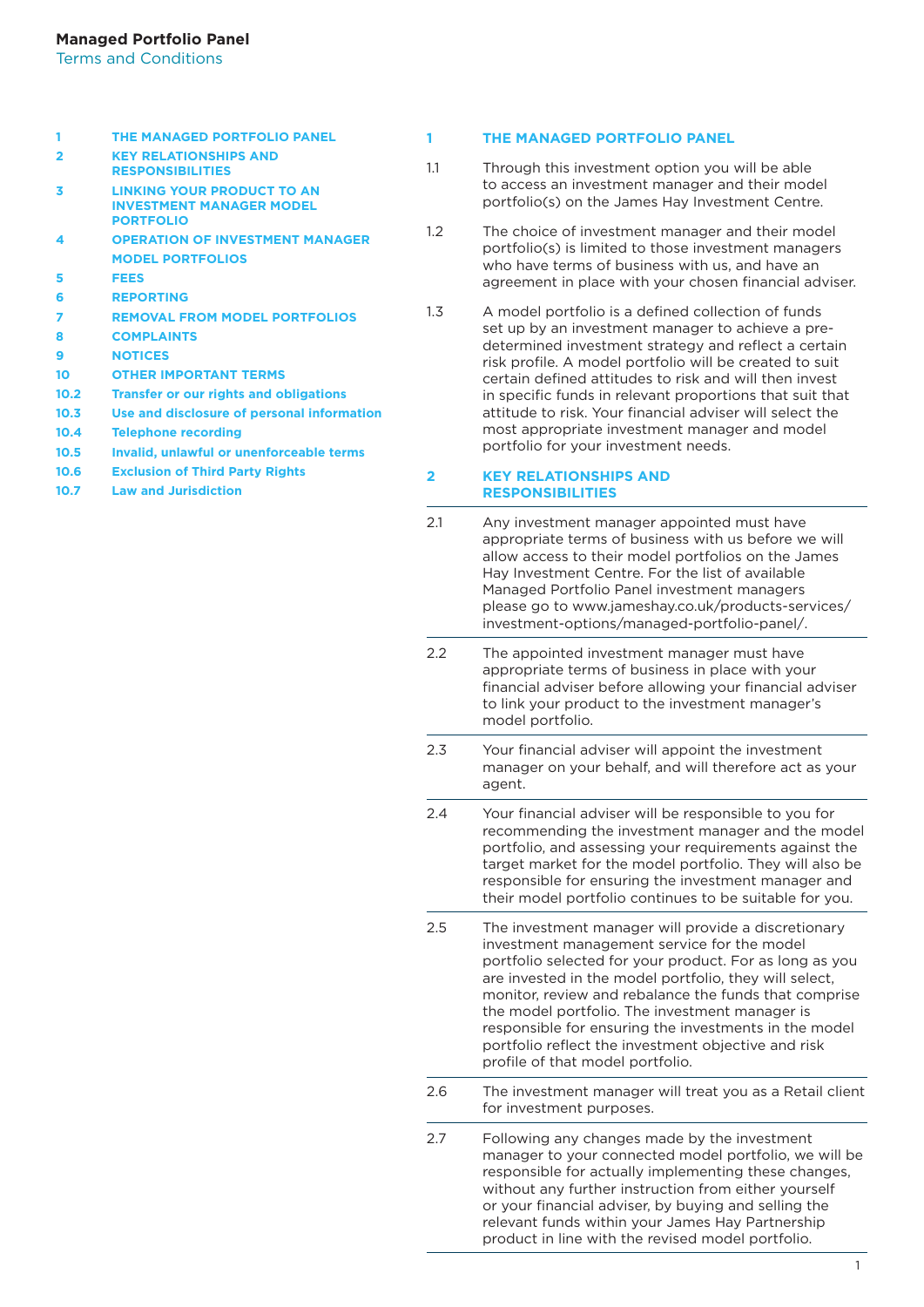**Managed Portfolio Panel**
Terms and Conditions

| | |
|---|---|
| 1 | THE MANAGED PORTFOLIO PANEL |
| 2 | KEY RELATIONSHIPS AND RESPONSIBILITIES |
| 3 | LINKING YOUR PRODUCT TO AN INVESTMENT MANAGER MODEL PORTFOLIO |
| 4 | OPERATION OF INVESTMENT MANAGER MODEL PORTFOLIOS |
| 5 | FEES |
| 6 | REPORTING |
| 7 | REMOVAL FROM MODEL PORTFOLIOS |
| 8 | COMPLAINTS |
| 9 | NOTICES |
| 10 | OTHER IMPORTANT TERMS |
| 10.2 | Transfer or our rights and obligations |
| 10.3 | Use and disclosure of personal information |
| 10.4 | Telephone recording |
| 10.5 | Invalid, unlawful or unenforceable terms |
| 10.6 | Exclusion of Third Party Rights |
| 10.7 | Law and Jurisdiction |

## 1 THE MANAGED PORTFOLIO PANEL

1.1 Through this investment option you will be able to access an investment manager and their model portfolio(s) on the James Hay Investment Centre.

1.2 The choice of investment manager and their model portfolio(s) is limited to those investment managers who have terms of business with us, and have an agreement in place with your chosen financial adviser.

1.3 A model portfolio is a defined collection of funds set up by an investment manager to achieve a pre-determined investment strategy and reflect a certain risk profile. A model portfolio will be created to suit certain defined attitudes to risk and will then invest in specific funds in relevant proportions that suit that attitude to risk. Your financial adviser will select the most appropriate investment manager and model portfolio for your investment needs.

## 2 KEY RELATIONSHIPS AND RESPONSIBILITIES

2.1 Any investment manager appointed must have appropriate terms of business with us before we will allow access to their model portfolios on the James Hay Investment Centre. For the list of available Managed Portfolio Panel investment managers please go to www.jameshay.co.uk/products-services/investment-options/managed-portfolio-panel/.

2.2 The appointed investment manager must have appropriate terms of business in place with your financial adviser before allowing your financial adviser to link your product to the investment manager's model portfolio.

2.3 Your financial adviser will appoint the investment manager on your behalf, and will therefore act as your agent.

2.4 Your financial adviser will be responsible to you for recommending the investment manager and the model portfolio, and assessing your requirements against the target market for the model portfolio. They will also be responsible for ensuring the investment manager and their model portfolio continues to be suitable for you.

2.5 The investment manager will provide a discretionary investment management service for the model portfolio selected for your product. For as long as you are invested in the model portfolio, they will select, monitor, review and rebalance the funds that comprise the model portfolio. The investment manager is responsible for ensuring the investments in the model portfolio reflect the investment objective and risk profile of that model portfolio.

2.6 The investment manager will treat you as a Retail client for investment purposes.

2.7 Following any changes made by the investment manager to your connected model portfolio, we will be responsible for actually implementing these changes, without any further instruction from either yourself or your financial adviser, by buying and selling the relevant funds within your James Hay Partnership product in line with the revised model portfolio.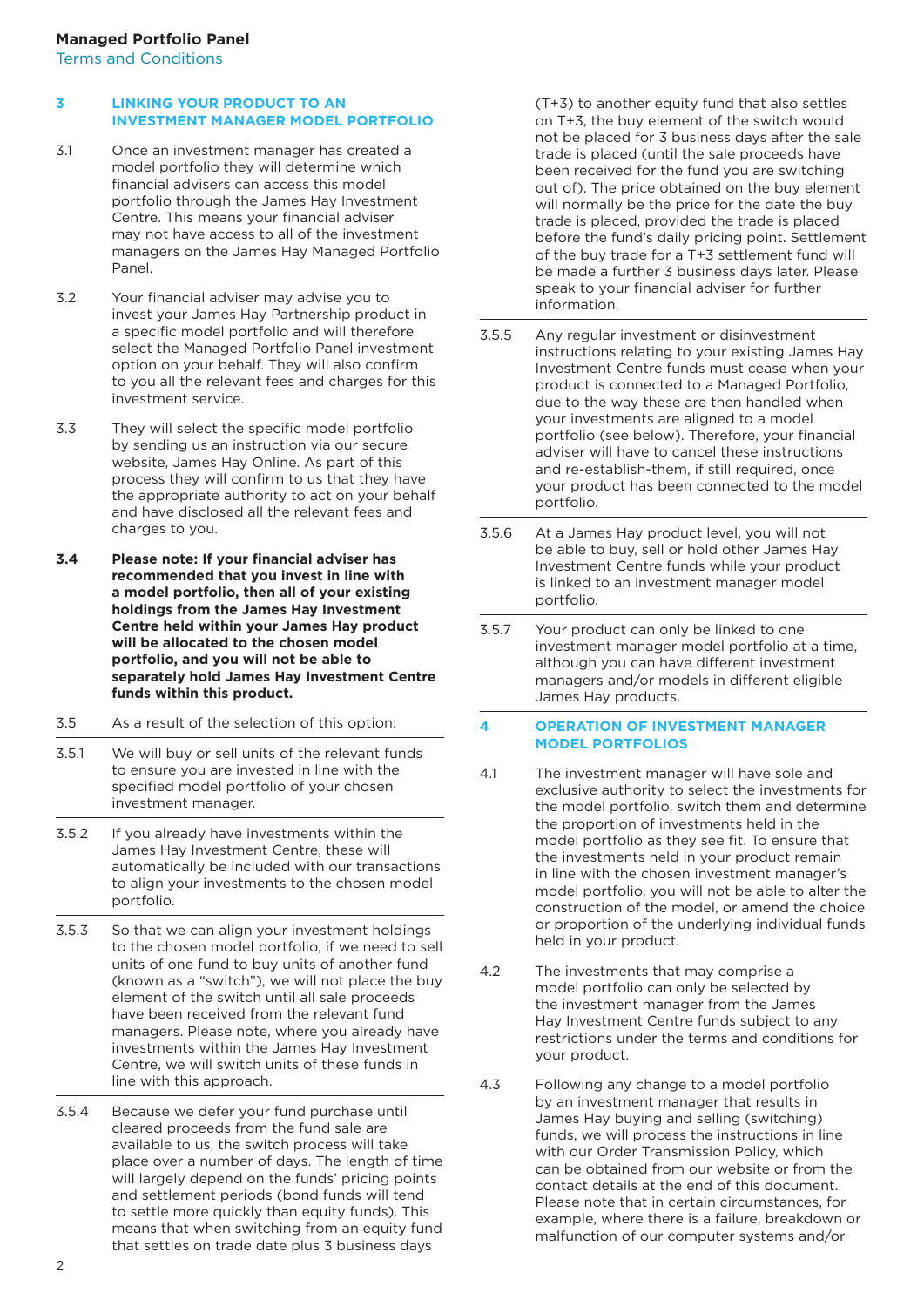## 3 LINKING YOUR PRODUCT TO AN INVESTMENT MANAGER MODEL PORTFOLIO

3.1 Once an investment manager has created a model portfolio they will determine which financial advisers can access this model portfolio through the James Hay Investment Centre. This means your financial adviser may not have access to all of the investment managers on the James Hay Managed Portfolio Panel.

3.2 Your financial adviser may advise you to invest your James Hay Partnership product in a specific model portfolio and will therefore select the Managed Portfolio Panel investment option on your behalf. They will also confirm to you all the relevant fees and charges for this investment service.

3.3 They will select the specific model portfolio by sending us an instruction via our secure website, James Hay Online. As part of this process they will confirm to us that they have the appropriate authority to act on your behalf and have disclosed all the relevant fees and charges to you.

**3.4 Please note: If your financial adviser has recommended that you invest in line with a model portfolio, then all of your existing holdings from the James Hay Investment Centre held within your James Hay product will be allocated to the chosen model portfolio, and you will not be able to separately hold James Hay Investment Centre funds within this product.**

3.5 As a result of the selection of this option:

3.5.1 We will buy or sell units of the relevant funds to ensure you are invested in line with the specified model portfolio of your chosen investment manager.

3.5.2 If you already have investments within the James Hay Investment Centre, these will automatically be included with our transactions to align your investments to the chosen model portfolio.

3.5.3 So that we can align your investment holdings to the chosen model portfolio, if we need to sell units of one fund to buy units of another fund (known as a "switch"), we will not place the buy element of the switch until all sale proceeds have been received from the relevant fund managers. Please note, where you already have investments within the James Hay Investment Centre, we will switch units of these funds in line with this approach.

3.5.4 Because we defer your fund purchase until cleared proceeds from the fund sale are available to us, the switch process will take place over a number of days. The length of time will largely depend on the funds' pricing points and settlement periods (bond funds will tend to settle more quickly than equity funds). This means that when switching from an equity fund that settles on trade date plus 3 business days (T+3) to another equity fund that also settles on T+3, the buy element of the switch would not be placed for 3 business days after the sale trade is placed (until the sale proceeds have been received for the fund you are switching out of). The price obtained on the buy element will normally be the price for the date the buy trade is placed, provided the trade is placed before the fund's daily pricing point. Settlement of the buy trade for a T+3 settlement fund will be made a further 3 business days later. Please speak to your financial adviser for further information.

3.5.5 Any regular investment or disinvestment instructions relating to your existing James Hay Investment Centre funds must cease when your product is connected to a Managed Portfolio, due to the way these are then handled when your investments are aligned to a model portfolio (see below). Therefore, your financial adviser will have to cancel these instructions and re-establish them, if still required, once your product has been connected to the model portfolio.

3.5.6 At a James Hay product level, you will not be able to buy, sell or hold other James Hay Investment Centre funds while your product is linked to an investment manager model portfolio.

3.5.7 Your product can only be linked to one investment manager model portfolio at a time, although you can have different investment managers and/or models in different eligible James Hay products.

## 4 OPERATION OF INVESTMENT MANAGER MODEL PORTFOLIOS

4.1 The investment manager will have sole and exclusive authority to select the investments for the model portfolio, switch them and determine the proportion of investments held in the model portfolio as they see fit. To ensure that the investments held in your product remain in line with the chosen investment manager's model portfolio, you will not be able to alter the construction of the model, or amend the choice or proportion of the underlying individual funds held in your product.

4.2 The investments that may comprise a model portfolio can only be selected by the investment manager from the James Hay Investment Centre funds subject to any restrictions under the terms and conditions for your product.

4.3 Following any change to a model portfolio by an investment manager that results in James Hay buying and selling (switching) funds, we will process the instructions in line with our Order Transmission Policy, which can be obtained from our website or from the contact details at the end of this document. Please note that in certain circumstances, for example, where there is a failure, breakdown or malfunction of our computer systems and/or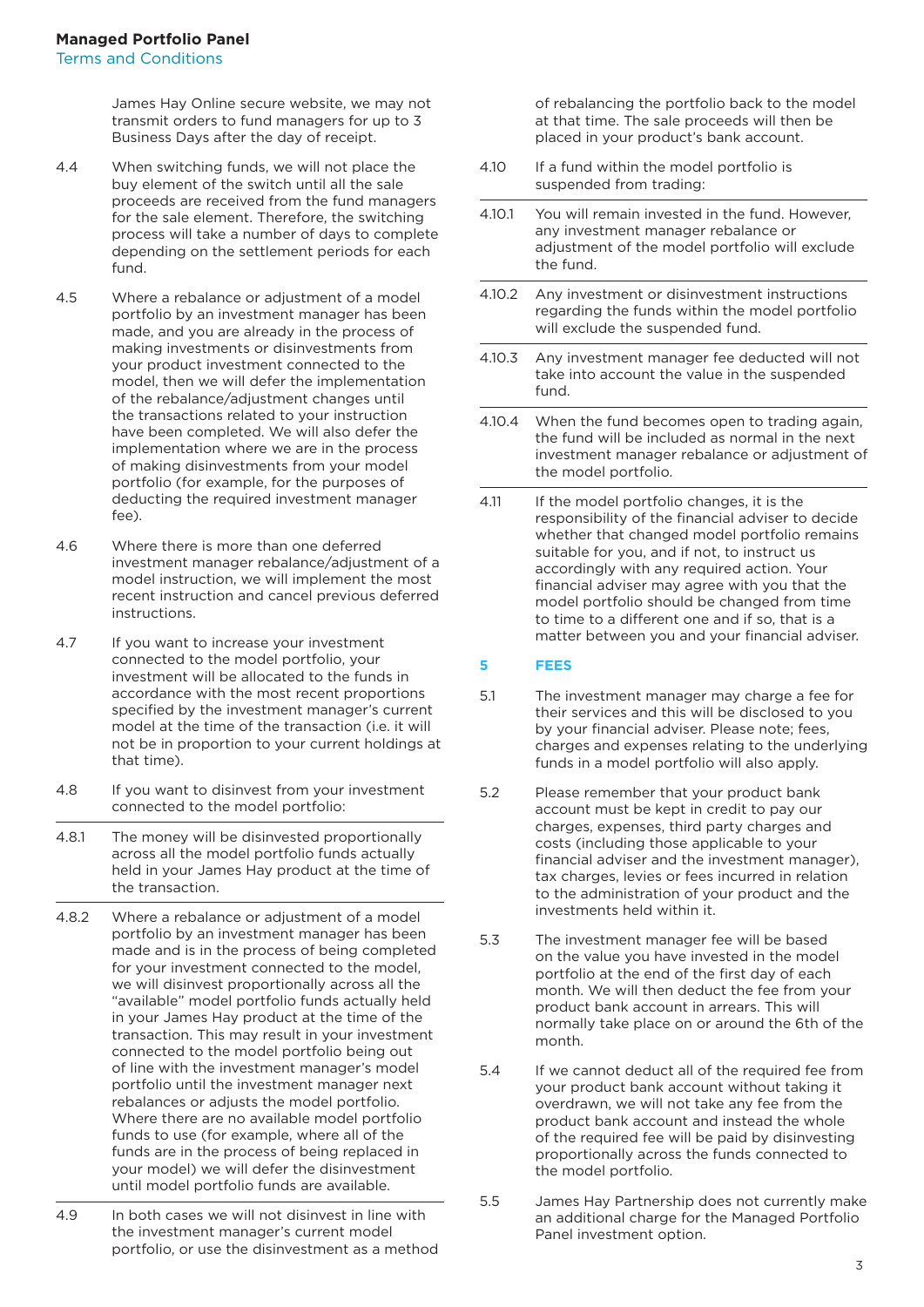James Hay Online secure website, we may not transmit orders to fund managers for up to 3 Business Days after the day of receipt.

4.4 When switching funds, we will not place the buy element of the switch until all the sale proceeds are received from the fund managers for the sale element. Therefore, the switching process will take a number of days to complete depending on the settlement periods for each fund.

4.5 Where a rebalance or adjustment of a model portfolio by an investment manager has been made, and you are already in the process of making investments or disinvestments from your product investment connected to the model, then we will defer the implementation of the rebalance/adjustment changes until the transactions related to your instruction have been completed. We will also defer the implementation where we are in the process of making disinvestments from your model portfolio (for example, for the purposes of deducting the required investment manager fee).

4.6 Where there is more than one deferred investment manager rebalance/adjustment of a model instruction, we will implement the most recent instruction and cancel previous deferred instructions.

4.7 If you want to increase your investment connected to the model portfolio, your investment will be allocated to the funds in accordance with the most recent proportions specified by the investment manager's current model at the time of the transaction (i.e. it will not be in proportion to your current holdings at that time).

4.8 If you want to disinvest from your investment connected to the model portfolio:

4.8.1 The money will be disinvested proportionally across all the model portfolio funds actually held in your James Hay product at the time of the transaction.

4.8.2 Where a rebalance or adjustment of a model portfolio by an investment manager has been made and is in the process of being completed for your investment connected to the model, we will disinvest proportionally across all the "available" model portfolio funds actually held in your James Hay product at the time of the transaction. This may result in your investment connected to the model portfolio being out of line with the investment manager's model portfolio until the investment manager next rebalances or adjusts the model portfolio. Where there are no available model portfolio funds to use (for example, where all of the funds are in the process of being replaced in your model) we will defer the disinvestment until model portfolio funds are available.

4.9 In both cases we will not disinvest in line with the investment manager's current model portfolio, or use the disinvestment as a method of rebalancing the portfolio back to the model at that time. The sale proceeds will then be placed in your product's bank account.

4.10 If a fund within the model portfolio is suspended from trading:

4.10.1 You will remain invested in the fund. However, any investment manager rebalance or adjustment of the model portfolio will exclude the fund.

4.10.2 Any investment or disinvestment instructions regarding the funds within the model portfolio will exclude the suspended fund.

4.10.3 Any investment manager fee deducted will not take into account the value in the suspended fund.

4.10.4 When the fund becomes open to trading again, the fund will be included as normal in the next investment manager rebalance or adjustment of the model portfolio.

4.11 If the model portfolio changes, it is the responsibility of the financial adviser to decide whether that changed model portfolio remains suitable for you, and if not, to instruct us accordingly with any required action. Your financial adviser may agree with you that the model portfolio should be changed from time to time to a different one and if so, that is a matter between you and your financial adviser.

## 5 FEES

5.1 The investment manager may charge a fee for their services and this will be disclosed to you by your financial adviser. Please note; fees, charges and expenses relating to the underlying funds in a model portfolio will also apply.

5.2 Please remember that your product bank account must be kept in credit to pay our charges, expenses, third party charges and costs (including those applicable to your financial adviser and the investment manager), tax charges, levies or fees incurred in relation to the administration of your product and the investments held within it.

5.3 The investment manager fee will be based on the value you have invested in the model portfolio at the end of the first day of each month. We will then deduct the fee from your product bank account in arrears. This will normally take place on or around the 6th of the month.

5.4 If we cannot deduct all of the required fee from your product bank account without taking it overdrawn, we will not take any fee from the product bank account and instead the whole of the required fee will be paid by disinvesting proportionally across the funds connected to the model portfolio.

5.5 James Hay Partnership does not currently make an additional charge for the Managed Portfolio Panel investment option.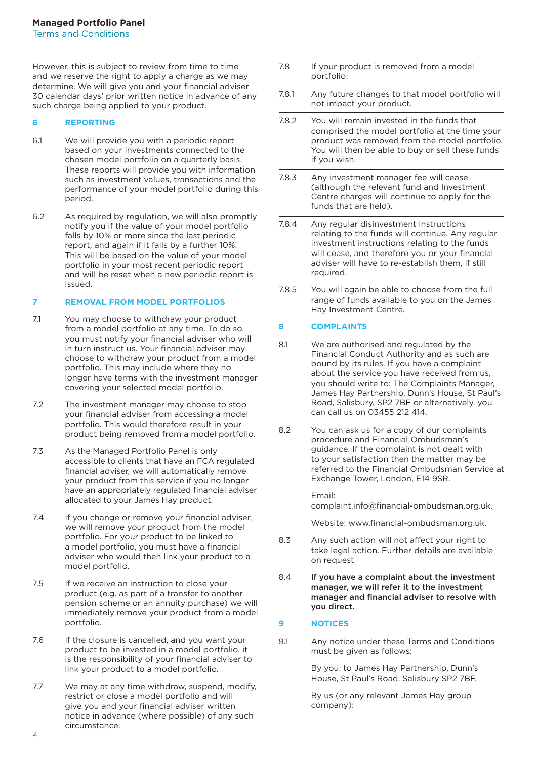However, this is subject to review from time to time and we reserve the right to apply a charge as we may determine. We will give you and your financial adviser 30 calendar days' prior written notice in advance of any such charge being applied to your product.

## 6 REPORTING

6.1 We will provide you with a periodic report based on your investments connected to the chosen model portfolio on a quarterly basis. These reports will provide you with information such as investment values, transactions and the performance of your model portfolio during this period.

6.2 As required by regulation, we will also promptly notify you if the value of your model portfolio falls by 10% or more since the last periodic report, and again if it falls by a further 10%. This will be based on the value of your model portfolio in your most recent periodic report and will be reset when a new periodic report is issued.

## 7 REMOVAL FROM MODEL PORTFOLIOS

7.1 You may choose to withdraw your product from a model portfolio at any time. To do so, you must notify your financial adviser who will in turn instruct us. Your financial adviser may choose to withdraw your product from a model portfolio. This may include where they no longer have terms with the investment manager covering your selected model portfolio.

7.2 The investment manager may choose to stop your financial adviser from accessing a model portfolio. This would therefore result in your product being removed from a model portfolio.

7.3 As the Managed Portfolio Panel is only accessible to clients that have an FCA regulated financial adviser, we will automatically remove your product from this service if you no longer have an appropriately regulated financial adviser allocated to your James Hay product.

7.4 If you change or remove your financial adviser, we will remove your product from the model portfolio. For your product to be linked to a model portfolio, you must have a financial adviser who would then link your product to a model portfolio.

7.5 If we receive an instruction to close your product (e.g. as part of a transfer to another pension scheme or an annuity purchase) we will immediately remove your product from a model portfolio.

7.6 If the closure is cancelled, and you want your product to be invested in a model portfolio, it is the responsibility of your financial adviser to link your product to a model portfolio.

7.7 We may at any time withdraw, suspend, modify, restrict or close a model portfolio and will give you and your financial adviser written notice in advance (where possible) of any such circumstance.

7.8 If your product is removed from a model portfolio:

7.8.1 Any future changes to that model portfolio will not impact your product.

7.8.2 You will remain invested in the funds that comprised the model portfolio at the time your product was removed from the model portfolio. You will then be able to buy or sell these funds if you wish.

7.8.3 Any investment manager fee will cease (although the relevant fund and Investment Centre charges will continue to apply for the funds that are held).

7.8.4 Any regular disinvestment instructions relating to the funds will continue. Any regular investment instructions relating to the funds will cease, and therefore you or your financial adviser will have to re-establish them, if still required.

7.8.5 You will again be able to choose from the full range of funds available to you on the James Hay Investment Centre.

## 8 COMPLAINTS

8.1 We are authorised and regulated by the Financial Conduct Authority and as such are bound by its rules. If you have a complaint about the service you have received from us, you should write to: The Complaints Manager, James Hay Partnership, Dunn's House, St Paul's Road, Salisbury, SP2 7BF or alternatively, you can call us on 03455 212 414.

8.2 You can ask us for a copy of our complaints procedure and Financial Ombudsman's guidance. If the complaint is not dealt with to your satisfaction then the matter may be referred to the Financial Ombudsman Service at Exchange Tower, London, E14 9SR.

Email: complaint.info@financial-ombudsman.org.uk.

Website: www.financial-ombudsman.org.uk.

8.3 Any such action will not affect your right to take legal action. Further details are available on request

8.4 **If you have a complaint about the investment manager, we will refer it to the investment manager and financial adviser to resolve with you direct.**

## 9 NOTICES

9.1 Any notice under these Terms and Conditions must be given as follows:

By you: to James Hay Partnership, Dunn's House, St Paul's Road, Salisbury SP2 7BF.

By us (or any relevant James Hay group company):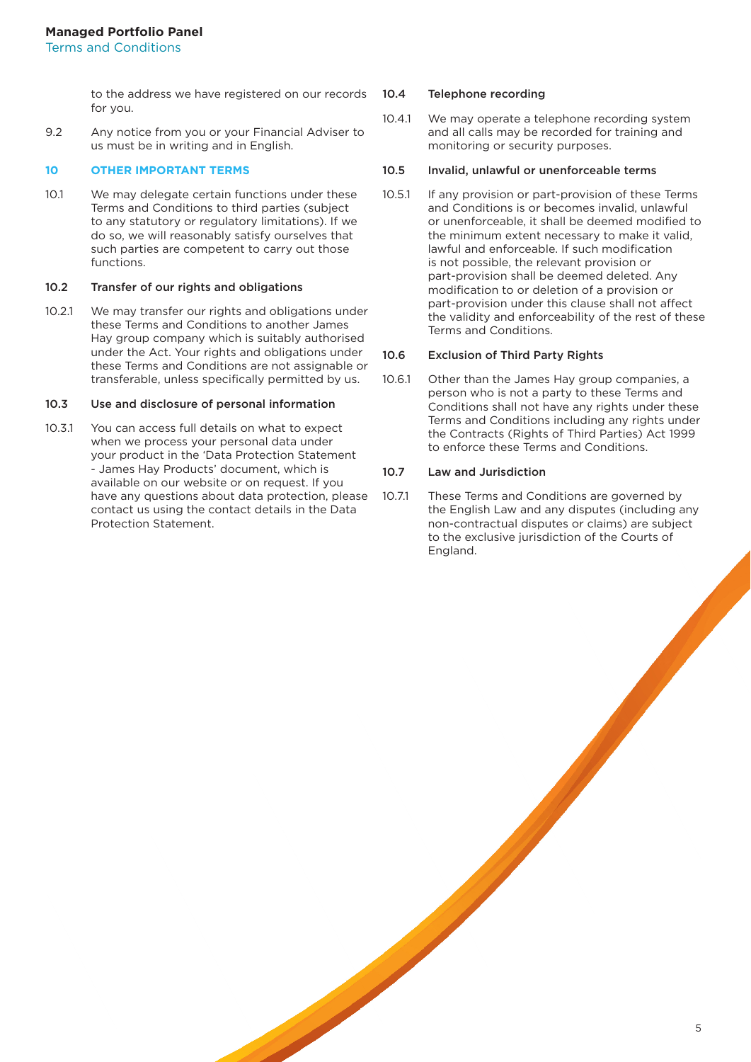to the address we have registered on our records for you.

9.2 Any notice from you or your Financial Adviser to us must be in writing and in English.

## 10 OTHER IMPORTANT TERMS

10.1 We may delegate certain functions under these Terms and Conditions to third parties (subject to any statutory or regulatory limitations). If we do so, we will reasonably satisfy ourselves that such parties are competent to carry out those functions.

### 10.2 Transfer of our rights and obligations

10.2.1 We may transfer our rights and obligations under these Terms and Conditions to another James Hay group company which is suitably authorised under the Act. Your rights and obligations under these Terms and Conditions are not assignable or transferable, unless specifically permitted by us.

### 10.3 Use and disclosure of personal information

10.3.1 You can access full details on what to expect when we process your personal data under your product in the 'Data Protection Statement - James Hay Products' document, which is available on our website or on request. If you have any questions about data protection, please contact us using the contact details in the Data Protection Statement.

### 10.4 Telephone recording

10.4.1 We may operate a telephone recording system and all calls may be recorded for training and monitoring or security purposes.

### 10.5 Invalid, unlawful or unenforceable terms

10.5.1 If any provision or part-provision of these Terms and Conditions is or becomes invalid, unlawful or unenforceable, it shall be deemed modified to the minimum extent necessary to make it valid, lawful and enforceable. If such modification is not possible, the relevant provision or part-provision shall be deemed deleted. Any modification to or deletion of a provision or part-provision under this clause shall not affect the validity and enforceability of the rest of these Terms and Conditions.

### 10.6 Exclusion of Third Party Rights

10.6.1 Other than the James Hay group companies, a person who is not a party to these Terms and Conditions shall not have any rights under these Terms and Conditions including any rights under the Contracts (Rights of Third Parties) Act 1999 to enforce these Terms and Conditions.

### 10.7 Law and Jurisdiction

10.7.1 These Terms and Conditions are governed by the English Law and any disputes (including any non-contractual disputes or claims) are subject to the exclusive jurisdiction of the Courts of England.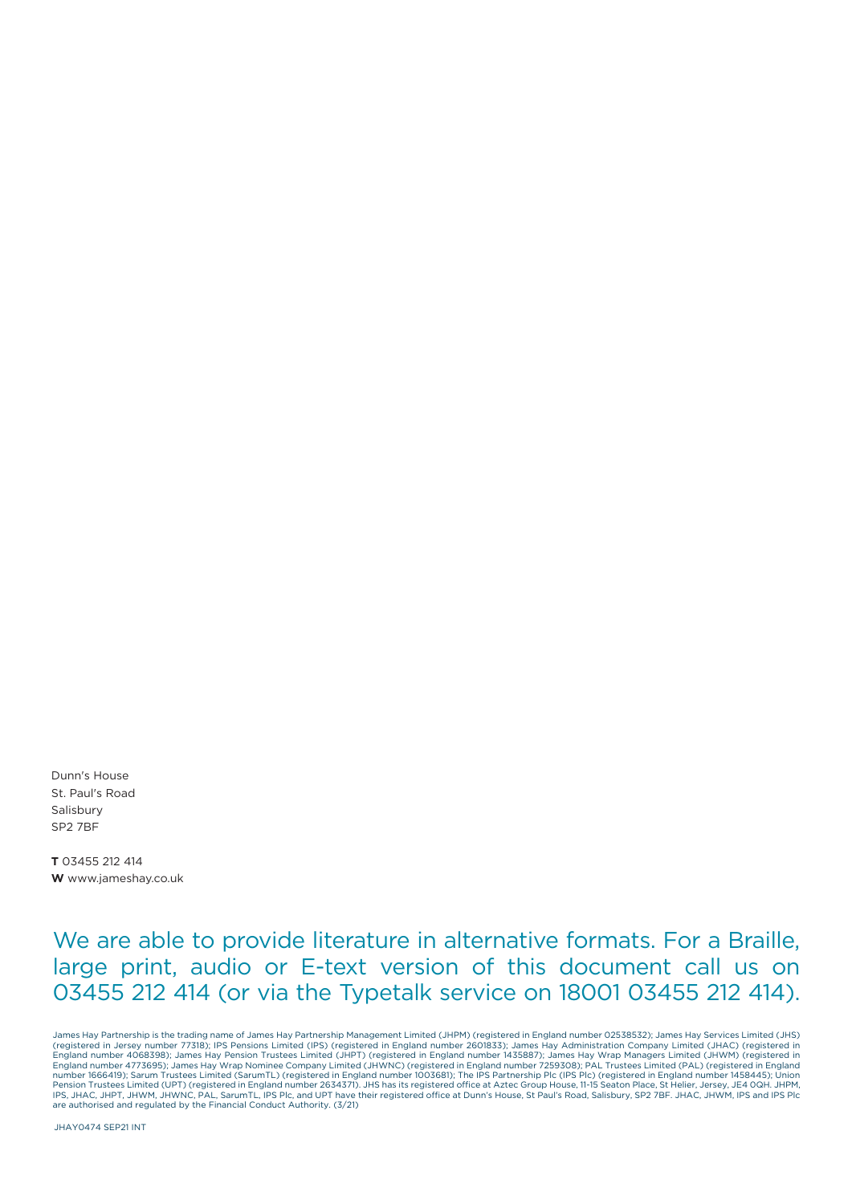Dunn's House
St. Paul's Road
Salisbury
SP2 7BF

**T** 03455 212 414
**W** www.jameshay.co.uk

We are able to provide literature in alternative formats. For a Braille, large print, audio or E-text version of this document call us on 03455 212 414 (or via the Typetalk service on 18001 03455 212 414).

James Hay Partnership is the trading name of James Hay Partnership Management Limited (JHPM) (registered in England number 02538532); James Hay Services Limited (JHS) (registered in Jersey number 77318); IPS Pensions Limited (IPS) (registered in England number 2601833); James Hay Administration Company Limited (JHAC) (registered in England number 4068398); James Hay Pension Trustees Limited (JHPT) (registered in England number 1435887); James Hay Wrap Managers Limited (JHWM) (registered in England number 4773695); James Hay Wrap Nominee Company Limited (JHWNC) (registered in England number 7259308); PAL Trustees Limited (PAL) (registered in England number 1666419); Sarum Trustees Limited (SarumTL) (registered in England number 1003681); The IPS Partnership Plc (IPS Plc) (registered in England number 1458445); Union Pension Trustees Limited (UPT) (registered in England number 2634371). JHS has its registered office at Aztec Group House, 11-15 Seaton Place, St Helier, Jersey, JE4 0QH. JHPM, IPS, JHAC, JHPT, JHWM, JHWNC, PAL, SarumTL, IPS Plc, and UPT have their registered office at Dunn's House, St Paul's Road, Salisbury, SP2 7BF. JHAC, JHWM, IPS and IPS Plc are authorised and regulated by the Financial Conduct Authority. (3/21)

JHAY0474 SEP21 INT